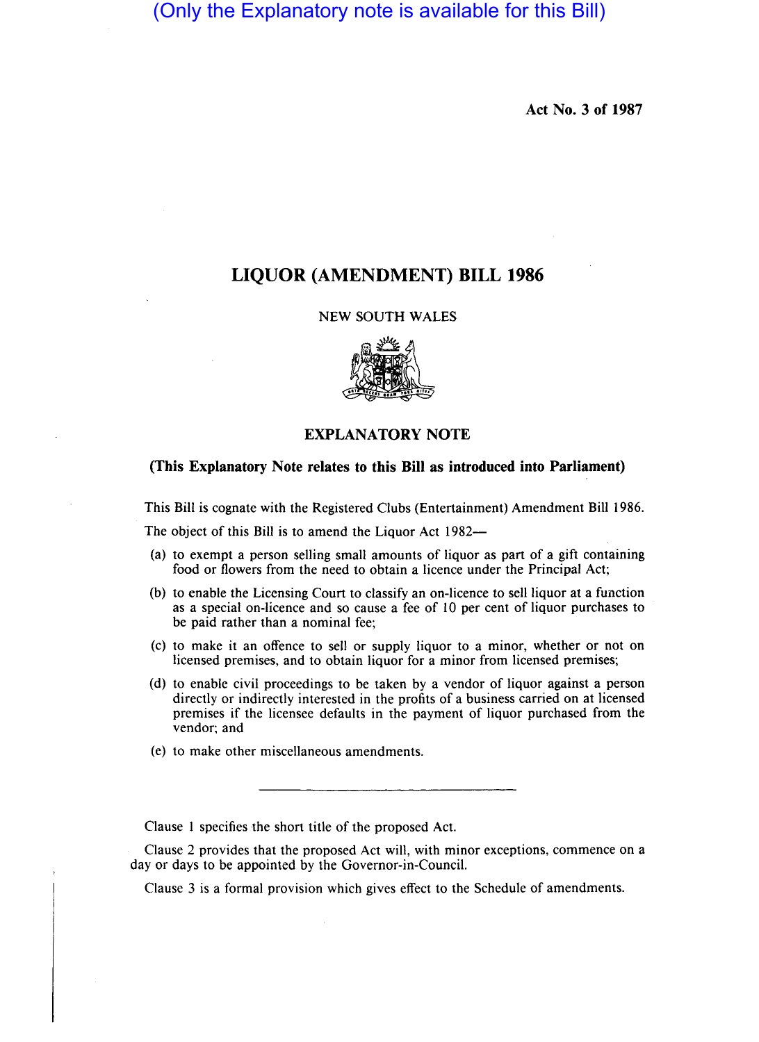(Only the Explanatory note is available for this Bill)

**Act No. 3 of 1987**

# LIQUOR (AMENDMENT) BILL 1986

NEW SOUTH WALES

## EXPLANATORY NOTE

**(This Explanatory Note relates to this Bill as introduced into Parliament)**

This Bill is cognate with the Registered Clubs (Entertainment) Amendment Bill 1986.

The object of this Bill is to amend the Liquor Act 1982—

(a) to exempt a person selling small amounts of liquor as part of a gift containing food or flowers from the need to obtain a licence under the Principal Act;

(b) to enable the Licensing Court to classify an on-licence to sell liquor at a function as a special on-licence and so cause a fee of 10 per cent of liquor purchases to be paid rather than a nominal fee;

(c) to make it an offence to sell or supply liquor to a minor, whether or not on licensed premises, and to obtain liquor for a minor from licensed premises;

(d) to enable civil proceedings to be taken by a vendor of liquor against a person directly or indirectly interested in the profits of a business carried on at licensed premises if the licensee defaults in the payment of liquor purchased from the vendor; and

(e) to make other miscellaneous amendments.

---

Clause 1 specifies the short title of the proposed Act.

Clause 2 provides that the proposed Act will, with minor exceptions, commence on a day or days to be appointed by the Governor-in-Council.

Clause 3 is a formal provision which gives effect to the Schedule of amendments.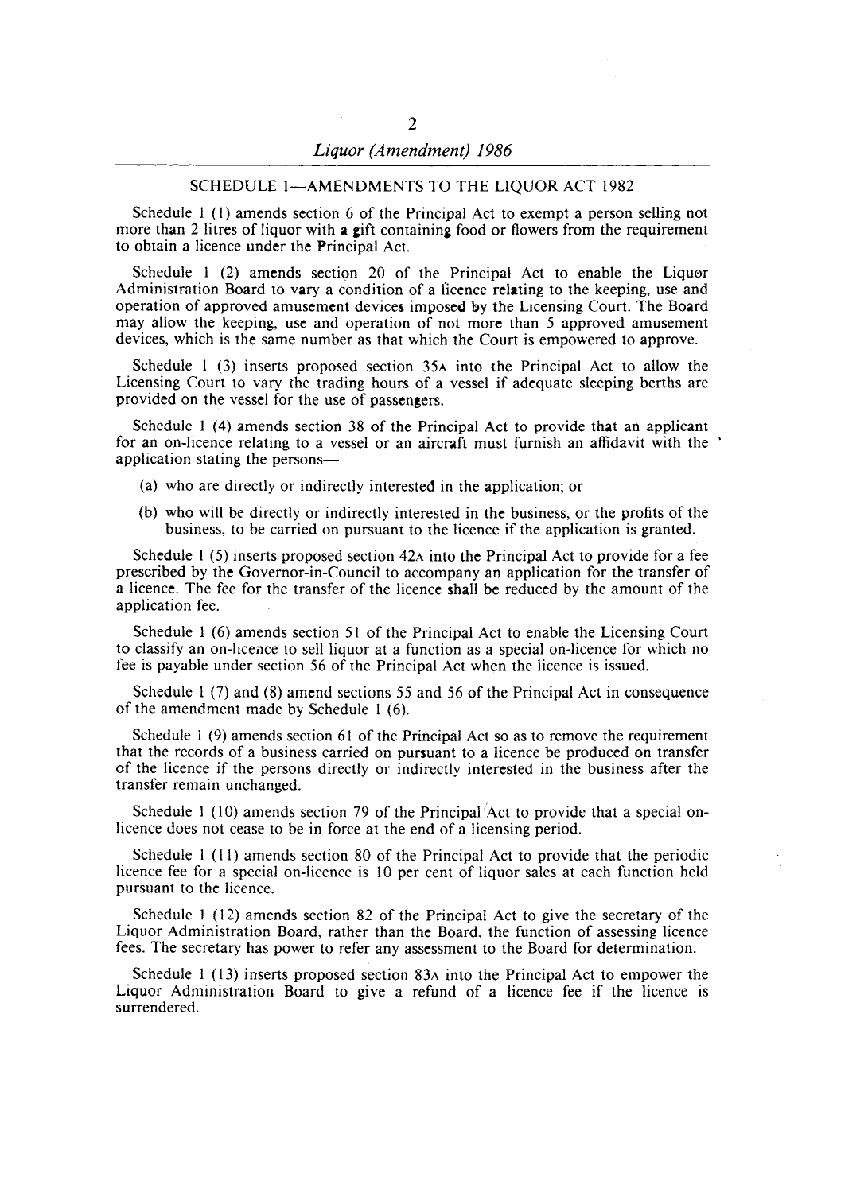## SCHEDULE 1—AMENDMENTS TO THE LIQUOR ACT 1982

Schedule 1 (1) amends section 6 of the Principal Act to exempt a person selling not more than 2 litres of liquor with a gift containing food or flowers from the requirement to obtain a licence under the Principal Act.

Schedule 1 (2) amends section 20 of the Principal Act to enable the Liquor Administration Board to vary a condition of a licence relating to the keeping, use and operation of approved amusement devices imposed by the Licensing Court. The Board may allow the keeping, use and operation of not more than 5 approved amusement devices, which is the same number as that which the Court is empowered to approve.

Schedule 1 (3) inserts proposed section 35A into the Principal Act to allow the Licensing Court to vary the trading hours of a vessel if adequate sleeping berths are provided on the vessel for the use of passengers.

Schedule 1 (4) amends section 38 of the Principal Act to provide that an applicant for an on-licence relating to a vessel or an aircraft must furnish an affidavit with the application stating the persons—

(a) who are directly or indirectly interested in the application; or

(b) who will be directly or indirectly interested in the business, or the profits of the business, to be carried on pursuant to the licence if the application is granted.

Schedule 1 (5) inserts proposed section 42A into the Principal Act to provide for a fee prescribed by the Governor-in-Council to accompany an application for the transfer of a licence. The fee for the transfer of the licence shall be reduced by the amount of the application fee.

Schedule 1 (6) amends section 51 of the Principal Act to enable the Licensing Court to classify an on-licence to sell liquor at a function as a special on-licence for which no fee is payable under section 56 of the Principal Act when the licence is issued.

Schedule 1 (7) and (8) amend sections 55 and 56 of the Principal Act in consequence of the amendment made by Schedule 1 (6).

Schedule 1 (9) amends section 61 of the Principal Act so as to remove the requirement that the records of a business carried on pursuant to a licence be produced on transfer of the licence if the persons directly or indirectly interested in the business after the transfer remain unchanged.

Schedule 1 (10) amends section 79 of the Principal Act to provide that a special on-licence does not cease to be in force at the end of a licensing period.

Schedule 1 (11) amends section 80 of the Principal Act to provide that the periodic licence fee for a special on-licence is 10 per cent of liquor sales at each function held pursuant to the licence.

Schedule 1 (12) amends section 82 of the Principal Act to give the secretary of the Liquor Administration Board, rather than the Board, the function of assessing licence fees. The secretary has power to refer any assessment to the Board for determination.

Schedule 1 (13) inserts proposed section 83A into the Principal Act to empower the Liquor Administration Board to give a refund of a licence fee if the licence is surrendered.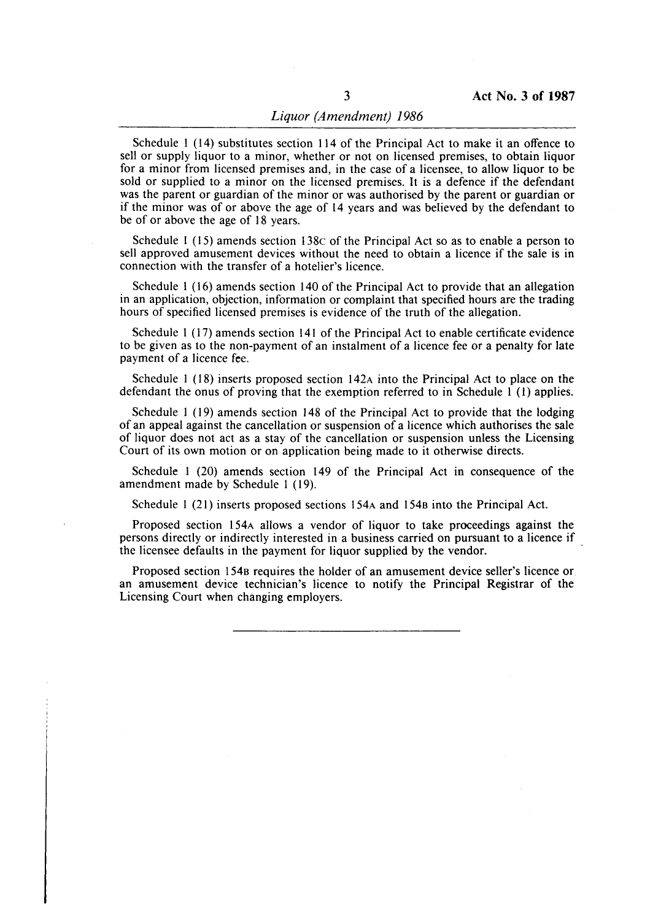Schedule 1 (14) substitutes section 114 of the Principal Act to make it an offence to sell or supply liquor to a minor, whether or not on licensed premises, to obtain liquor for a minor from licensed premises and, in the case of a licensee, to allow liquor to be sold or supplied to a minor on the licensed premises. It is a defence if the defendant was the parent or guardian of the minor or was authorised by the parent or guardian or if the minor was of or above the age of 14 years and was believed by the defendant to be of or above the age of 18 years.

Schedule 1 (15) amends section 138C of the Principal Act so as to enable a person to sell approved amusement devices without the need to obtain a licence if the sale is in connection with the transfer of a hotelier's licence.

Schedule 1 (16) amends section 140 of the Principal Act to provide that an allegation in an application, objection, information or complaint that specified hours are the trading hours of specified licensed premises is evidence of the truth of the allegation.

Schedule 1 (17) amends section 141 of the Principal Act to enable certificate evidence to be given as to the non-payment of an instalment of a licence fee or a penalty for late payment of a licence fee.

Schedule 1 (18) inserts proposed section 142A into the Principal Act to place on the defendant the onus of proving that the exemption referred to in Schedule 1 (1) applies.

Schedule 1 (19) amends section 148 of the Principal Act to provide that the lodging of an appeal against the cancellation or suspension of a licence which authorises the sale of liquor does not act as a stay of the cancellation or suspension unless the Licensing Court of its own motion or on application being made to it otherwise directs.

Schedule 1 (20) amends section 149 of the Principal Act in consequence of the amendment made by Schedule 1 (19).

Schedule 1 (21) inserts proposed sections 154A and 154B into the Principal Act.

Proposed section 154A allows a vendor of liquor to take proceedings against the persons directly or indirectly interested in a business carried on pursuant to a licence if the licensee defaults in the payment for liquor supplied by the vendor.

Proposed section 154B requires the holder of an amusement device seller's licence or an amusement device technician's licence to notify the Principal Registrar of the Licensing Court when changing employers.